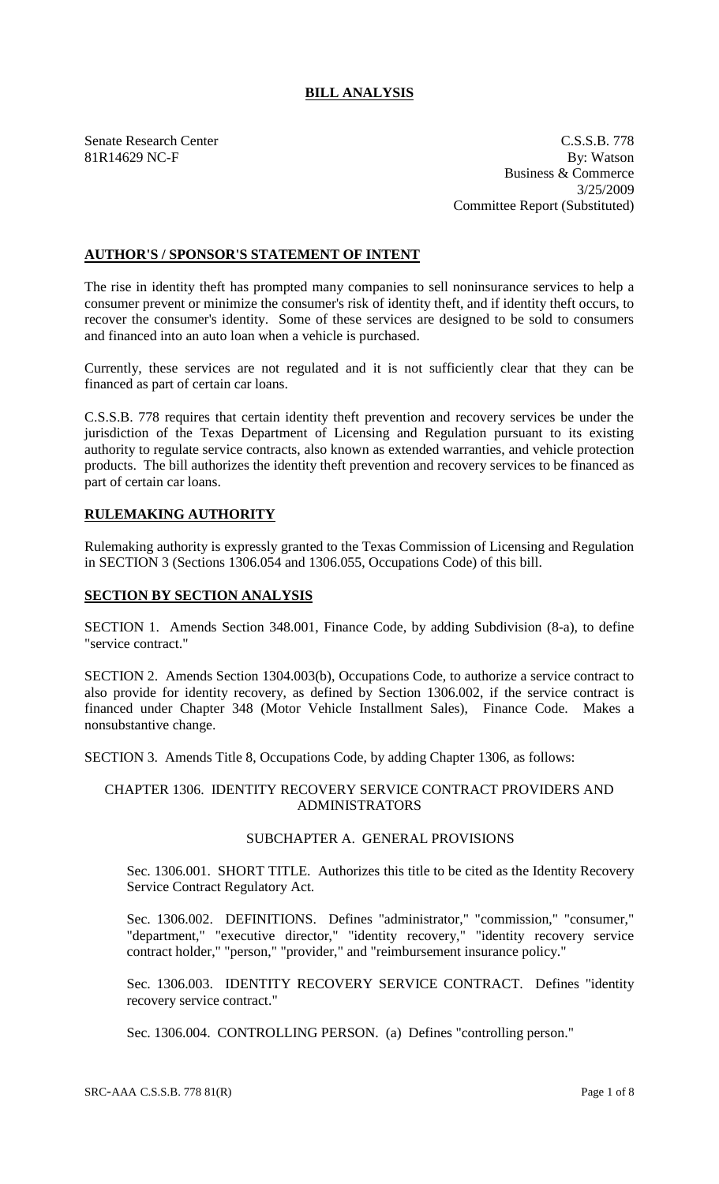# BILL ANALYSIS

Senate Research Center
81R14629 NC-F

C.S.S.B. 778
By: Watson
Business & Commerce
3/25/2009
Committee Report (Substituted)

## AUTHOR'S / SPONSOR'S STATEMENT OF INTENT

The rise in identity theft has prompted many companies to sell noninsurance services to help a consumer prevent or minimize the consumer's risk of identity theft, and if identity theft occurs, to recover the consumer's identity. Some of these services are designed to be sold to consumers and financed into an auto loan when a vehicle is purchased.

Currently, these services are not regulated and it is not sufficiently clear that they can be financed as part of certain car loans.

C.S.S.B. 778 requires that certain identity theft prevention and recovery services be under the jurisdiction of the Texas Department of Licensing and Regulation pursuant to its existing authority to regulate service contracts, also known as extended warranties, and vehicle protection products. The bill authorizes the identity theft prevention and recovery services to be financed as part of certain car loans.

## RULEMAKING AUTHORITY

Rulemaking authority is expressly granted to the Texas Commission of Licensing and Regulation in SECTION 3 (Sections 1306.054 and 1306.055, Occupations Code) of this bill.

## SECTION BY SECTION ANALYSIS

SECTION 1. Amends Section 348.001, Finance Code, by adding Subdivision (8-a), to define "service contract."

SECTION 2. Amends Section 1304.003(b), Occupations Code, to authorize a service contract to also provide for identity recovery, as defined by Section 1306.002, if the service contract is financed under Chapter 348 (Motor Vehicle Installment Sales), Finance Code. Makes a nonsubstantive change.

SECTION 3. Amends Title 8, Occupations Code, by adding Chapter 1306, as follows:

### CHAPTER 1306. IDENTITY RECOVERY SERVICE CONTRACT PROVIDERS AND ADMINISTRATORS

#### SUBCHAPTER A. GENERAL PROVISIONS

Sec. 1306.001. SHORT TITLE. Authorizes this title to be cited as the Identity Recovery Service Contract Regulatory Act.

Sec. 1306.002. DEFINITIONS. Defines "administrator," "commission," "consumer," "department," "executive director," "identity recovery," "identity recovery service contract holder," "person," "provider," and "reimbursement insurance policy."

Sec. 1306.003. IDENTITY RECOVERY SERVICE CONTRACT. Defines "identity recovery service contract."

Sec. 1306.004. CONTROLLING PERSON. (a) Defines "controlling person."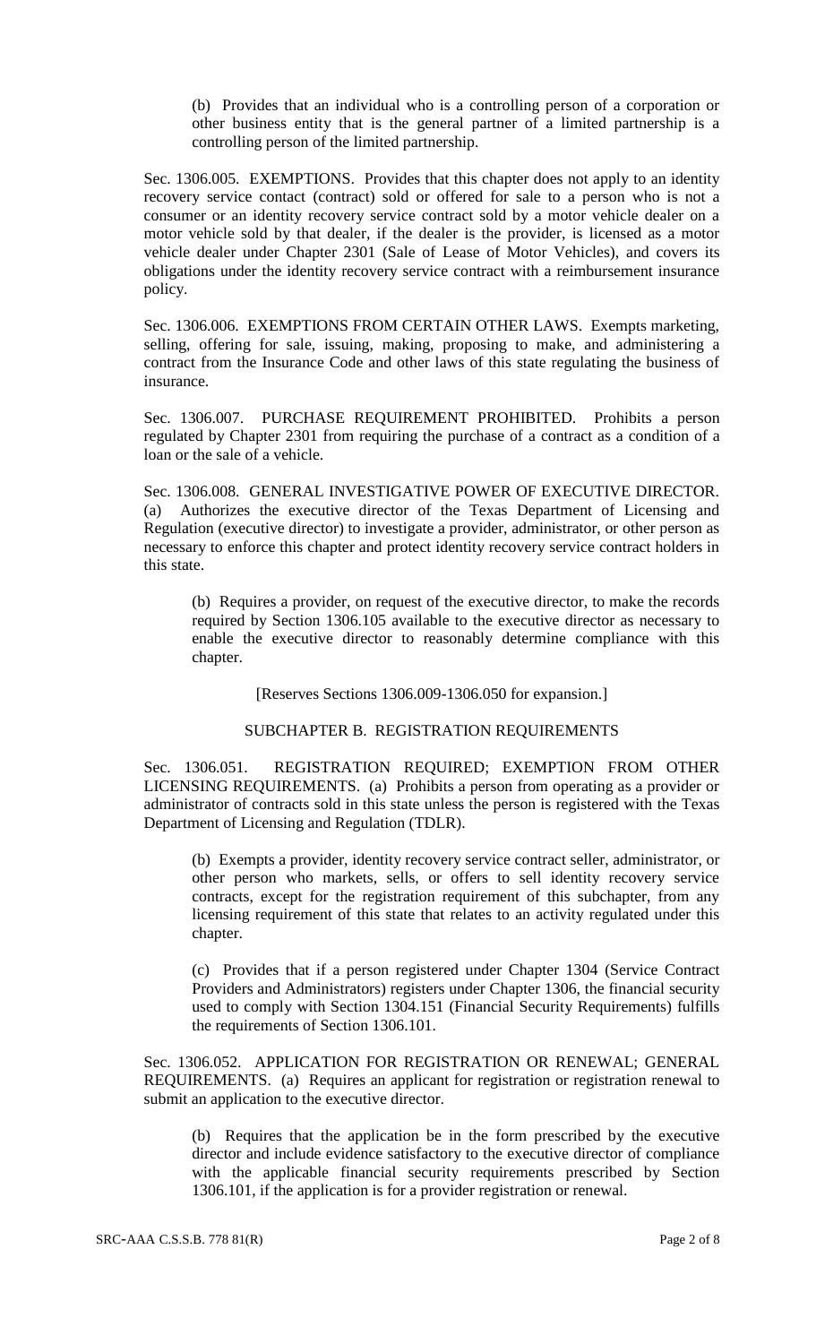(b) Provides that an individual who is a controlling person of a corporation or other business entity that is the general partner of a limited partnership is a controlling person of the limited partnership.

Sec. 1306.005. EXEMPTIONS. Provides that this chapter does not apply to an identity recovery service contact (contract) sold or offered for sale to a person who is not a consumer or an identity recovery service contract sold by a motor vehicle dealer on a motor vehicle sold by that dealer, if the dealer is the provider, is licensed as a motor vehicle dealer under Chapter 2301 (Sale of Lease of Motor Vehicles), and covers its obligations under the identity recovery service contract with a reimbursement insurance policy.

Sec. 1306.006. EXEMPTIONS FROM CERTAIN OTHER LAWS. Exempts marketing, selling, offering for sale, issuing, making, proposing to make, and administering a contract from the Insurance Code and other laws of this state regulating the business of insurance.

Sec. 1306.007. PURCHASE REQUIREMENT PROHIBITED. Prohibits a person regulated by Chapter 2301 from requiring the purchase of a contract as a condition of a loan or the sale of a vehicle.

Sec. 1306.008. GENERAL INVESTIGATIVE POWER OF EXECUTIVE DIRECTOR. (a) Authorizes the executive director of the Texas Department of Licensing and Regulation (executive director) to investigate a provider, administrator, or other person as necessary to enforce this chapter and protect identity recovery service contract holders in this state.

(b) Requires a provider, on request of the executive director, to make the records required by Section 1306.105 available to the executive director as necessary to enable the executive director to reasonably determine compliance with this chapter.

[Reserves Sections 1306.009-1306.050 for expansion.]

SUBCHAPTER B. REGISTRATION REQUIREMENTS

Sec. 1306.051. REGISTRATION REQUIRED; EXEMPTION FROM OTHER LICENSING REQUIREMENTS. (a) Prohibits a person from operating as a provider or administrator of contracts sold in this state unless the person is registered with the Texas Department of Licensing and Regulation (TDLR).

(b) Exempts a provider, identity recovery service contract seller, administrator, or other person who markets, sells, or offers to sell identity recovery service contracts, except for the registration requirement of this subchapter, from any licensing requirement of this state that relates to an activity regulated under this chapter.

(c) Provides that if a person registered under Chapter 1304 (Service Contract Providers and Administrators) registers under Chapter 1306, the financial security used to comply with Section 1304.151 (Financial Security Requirements) fulfills the requirements of Section 1306.101.

Sec. 1306.052. APPLICATION FOR REGISTRATION OR RENEWAL; GENERAL REQUIREMENTS. (a) Requires an applicant for registration or registration renewal to submit an application to the executive director.

(b) Requires that the application be in the form prescribed by the executive director and include evidence satisfactory to the executive director of compliance with the applicable financial security requirements prescribed by Section 1306.101, if the application is for a provider registration or renewal.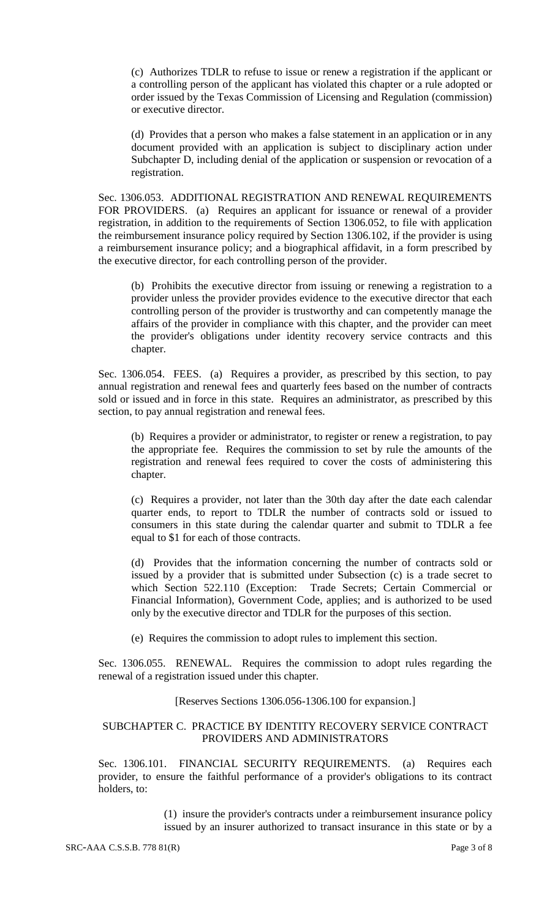(c) Authorizes TDLR to refuse to issue or renew a registration if the applicant or a controlling person of the applicant has violated this chapter or a rule adopted or order issued by the Texas Commission of Licensing and Regulation (commission) or executive director.

(d) Provides that a person who makes a false statement in an application or in any document provided with an application is subject to disciplinary action under Subchapter D, including denial of the application or suspension or revocation of a registration.

Sec. 1306.053. ADDITIONAL REGISTRATION AND RENEWAL REQUIREMENTS FOR PROVIDERS. (a) Requires an applicant for issuance or renewal of a provider registration, in addition to the requirements of Section 1306.052, to file with application the reimbursement insurance policy required by Section 1306.102, if the provider is using a reimbursement insurance policy; and a biographical affidavit, in a form prescribed by the executive director, for each controlling person of the provider.

(b) Prohibits the executive director from issuing or renewing a registration to a provider unless the provider provides evidence to the executive director that each controlling person of the provider is trustworthy and can competently manage the affairs of the provider in compliance with this chapter, and the provider can meet the provider's obligations under identity recovery service contracts and this chapter.

Sec. 1306.054. FEES. (a) Requires a provider, as prescribed by this section, to pay annual registration and renewal fees and quarterly fees based on the number of contracts sold or issued and in force in this state. Requires an administrator, as prescribed by this section, to pay annual registration and renewal fees.

(b) Requires a provider or administrator, to register or renew a registration, to pay the appropriate fee. Requires the commission to set by rule the amounts of the registration and renewal fees required to cover the costs of administering this chapter.

(c) Requires a provider, not later than the 30th day after the date each calendar quarter ends, to report to TDLR the number of contracts sold or issued to consumers in this state during the calendar quarter and submit to TDLR a fee equal to $1 for each of those contracts.

(d) Provides that the information concerning the number of contracts sold or issued by a provider that is submitted under Subsection (c) is a trade secret to which Section 522.110 (Exception: Trade Secrets; Certain Commercial or Financial Information), Government Code, applies; and is authorized to be used only by the executive director and TDLR for the purposes of this section.

(e) Requires the commission to adopt rules to implement this section.

Sec. 1306.055. RENEWAL. Requires the commission to adopt rules regarding the renewal of a registration issued under this chapter.

[Reserves Sections 1306.056-1306.100 for expansion.]

SUBCHAPTER C. PRACTICE BY IDENTITY RECOVERY SERVICE CONTRACT PROVIDERS AND ADMINISTRATORS

Sec. 1306.101. FINANCIAL SECURITY REQUIREMENTS. (a) Requires each provider, to ensure the faithful performance of a provider's obligations to its contract holders, to:

(1) insure the provider's contracts under a reimbursement insurance policy issued by an insurer authorized to transact insurance in this state or by a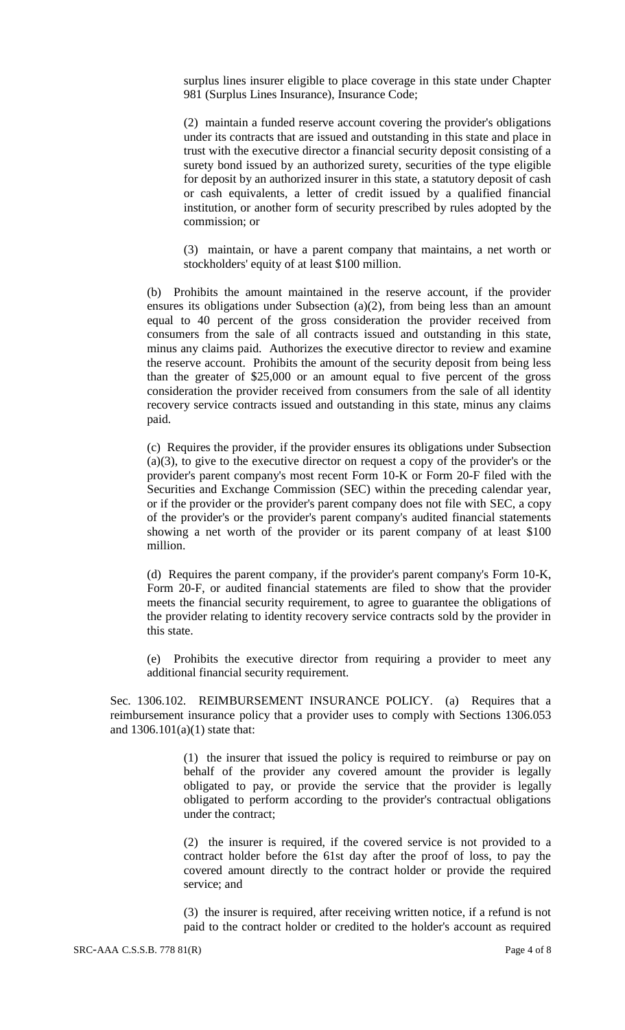surplus lines insurer eligible to place coverage in this state under Chapter 981 (Surplus Lines Insurance), Insurance Code;

(2) maintain a funded reserve account covering the provider's obligations under its contracts that are issued and outstanding in this state and place in trust with the executive director a financial security deposit consisting of a surety bond issued by an authorized surety, securities of the type eligible for deposit by an authorized insurer in this state, a statutory deposit of cash or cash equivalents, a letter of credit issued by a qualified financial institution, or another form of security prescribed by rules adopted by the commission; or

(3) maintain, or have a parent company that maintains, a net worth or stockholders' equity of at least $100 million.

(b) Prohibits the amount maintained in the reserve account, if the provider ensures its obligations under Subsection (a)(2), from being less than an amount equal to 40 percent of the gross consideration the provider received from consumers from the sale of all contracts issued and outstanding in this state, minus any claims paid. Authorizes the executive director to review and examine the reserve account. Prohibits the amount of the security deposit from being less than the greater of $25,000 or an amount equal to five percent of the gross consideration the provider received from consumers from the sale of all identity recovery service contracts issued and outstanding in this state, minus any claims paid.

(c) Requires the provider, if the provider ensures its obligations under Subsection (a)(3), to give to the executive director on request a copy of the provider's or the provider's parent company's most recent Form 10-K or Form 20-F filed with the Securities and Exchange Commission (SEC) within the preceding calendar year, or if the provider or the provider's parent company does not file with SEC, a copy of the provider's or the provider's parent company's audited financial statements showing a net worth of the provider or its parent company of at least $100 million.

(d) Requires the parent company, if the provider's parent company's Form 10-K, Form 20-F, or audited financial statements are filed to show that the provider meets the financial security requirement, to agree to guarantee the obligations of the provider relating to identity recovery service contracts sold by the provider in this state.

(e) Prohibits the executive director from requiring a provider to meet any additional financial security requirement.

Sec. 1306.102. REIMBURSEMENT INSURANCE POLICY. (a) Requires that a reimbursement insurance policy that a provider uses to comply with Sections 1306.053 and 1306.101(a)(1) state that:

(1) the insurer that issued the policy is required to reimburse or pay on behalf of the provider any covered amount the provider is legally obligated to pay, or provide the service that the provider is legally obligated to perform according to the provider's contractual obligations under the contract;

(2) the insurer is required, if the covered service is not provided to a contract holder before the 61st day after the proof of loss, to pay the covered amount directly to the contract holder or provide the required service; and

(3) the insurer is required, after receiving written notice, if a refund is not paid to the contract holder or credited to the holder's account as required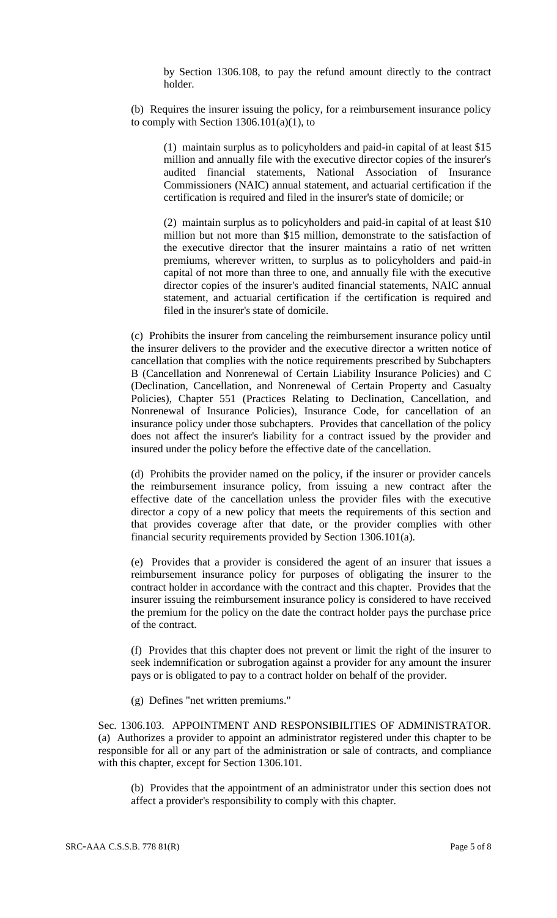by Section 1306.108, to pay the refund amount directly to the contract holder.

(b) Requires the insurer issuing the policy, for a reimbursement insurance policy to comply with Section 1306.101(a)(1), to

(1) maintain surplus as to policyholders and paid-in capital of at least $15 million and annually file with the executive director copies of the insurer's audited financial statements, National Association of Insurance Commissioners (NAIC) annual statement, and actuarial certification if the certification is required and filed in the insurer's state of domicile; or

(2) maintain surplus as to policyholders and paid-in capital of at least $10 million but not more than $15 million, demonstrate to the satisfaction of the executive director that the insurer maintains a ratio of net written premiums, wherever written, to surplus as to policyholders and paid-in capital of not more than three to one, and annually file with the executive director copies of the insurer's audited financial statements, NAIC annual statement, and actuarial certification if the certification is required and filed in the insurer's state of domicile.

(c) Prohibits the insurer from canceling the reimbursement insurance policy until the insurer delivers to the provider and the executive director a written notice of cancellation that complies with the notice requirements prescribed by Subchapters B (Cancellation and Nonrenewal of Certain Liability Insurance Policies) and C (Declination, Cancellation, and Nonrenewal of Certain Property and Casualty Policies), Chapter 551 (Practices Relating to Declination, Cancellation, and Nonrenewal of Insurance Policies), Insurance Code, for cancellation of an insurance policy under those subchapters. Provides that cancellation of the policy does not affect the insurer's liability for a contract issued by the provider and insured under the policy before the effective date of the cancellation.

(d) Prohibits the provider named on the policy, if the insurer or provider cancels the reimbursement insurance policy, from issuing a new contract after the effective date of the cancellation unless the provider files with the executive director a copy of a new policy that meets the requirements of this section and that provides coverage after that date, or the provider complies with other financial security requirements provided by Section 1306.101(a).

(e) Provides that a provider is considered the agent of an insurer that issues a reimbursement insurance policy for purposes of obligating the insurer to the contract holder in accordance with the contract and this chapter. Provides that the insurer issuing the reimbursement insurance policy is considered to have received the premium for the policy on the date the contract holder pays the purchase price of the contract.

(f) Provides that this chapter does not prevent or limit the right of the insurer to seek indemnification or subrogation against a provider for any amount the insurer pays or is obligated to pay to a contract holder on behalf of the provider.

(g) Defines "net written premiums."

Sec. 1306.103. APPOINTMENT AND RESPONSIBILITIES OF ADMINISTRATOR. (a) Authorizes a provider to appoint an administrator registered under this chapter to be responsible for all or any part of the administration or sale of contracts, and compliance with this chapter, except for Section 1306.101.

(b) Provides that the appointment of an administrator under this section does not affect a provider's responsibility to comply with this chapter.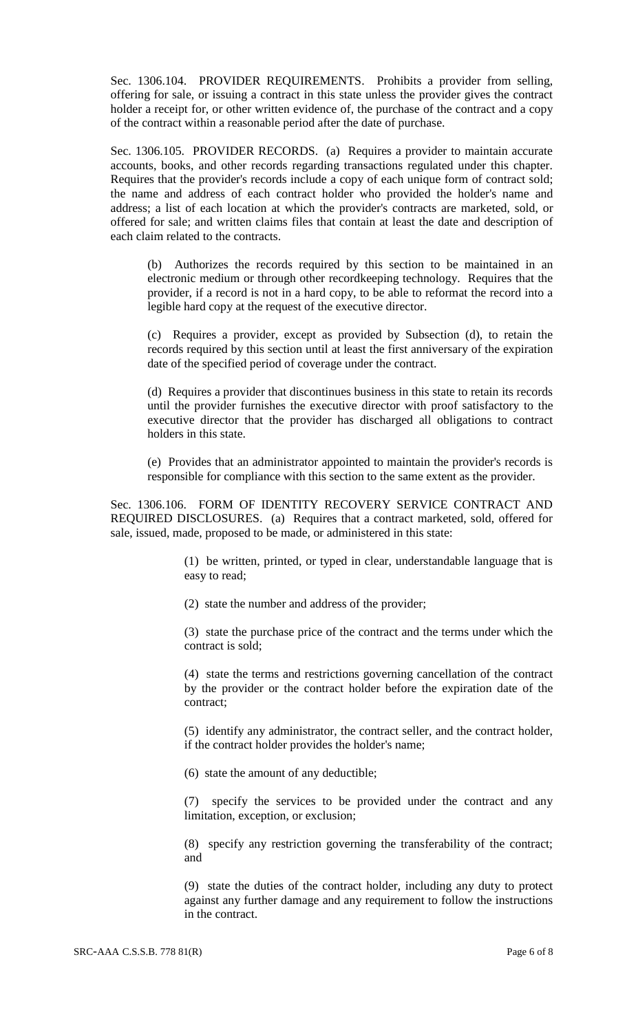Sec. 1306.104. PROVIDER REQUIREMENTS. Prohibits a provider from selling, offering for sale, or issuing a contract in this state unless the provider gives the contract holder a receipt for, or other written evidence of, the purchase of the contract and a copy of the contract within a reasonable period after the date of purchase.

Sec. 1306.105. PROVIDER RECORDS. (a) Requires a provider to maintain accurate accounts, books, and other records regarding transactions regulated under this chapter. Requires that the provider's records include a copy of each unique form of contract sold; the name and address of each contract holder who provided the holder's name and address; a list of each location at which the provider's contracts are marketed, sold, or offered for sale; and written claims files that contain at least the date and description of each claim related to the contracts.

(b) Authorizes the records required by this section to be maintained in an electronic medium or through other recordkeeping technology. Requires that the provider, if a record is not in a hard copy, to be able to reformat the record into a legible hard copy at the request of the executive director.

(c) Requires a provider, except as provided by Subsection (d), to retain the records required by this section until at least the first anniversary of the expiration date of the specified period of coverage under the contract.

(d) Requires a provider that discontinues business in this state to retain its records until the provider furnishes the executive director with proof satisfactory to the executive director that the provider has discharged all obligations to contract holders in this state.

(e) Provides that an administrator appointed to maintain the provider's records is responsible for compliance with this section to the same extent as the provider.

Sec. 1306.106. FORM OF IDENTITY RECOVERY SERVICE CONTRACT AND REQUIRED DISCLOSURES. (a) Requires that a contract marketed, sold, offered for sale, issued, made, proposed to be made, or administered in this state:

(1) be written, printed, or typed in clear, understandable language that is easy to read;

(2) state the number and address of the provider;

(3) state the purchase price of the contract and the terms under which the contract is sold;

(4) state the terms and restrictions governing cancellation of the contract by the provider or the contract holder before the expiration date of the contract;

(5) identify any administrator, the contract seller, and the contract holder, if the contract holder provides the holder's name;

(6) state the amount of any deductible;

(7) specify the services to be provided under the contract and any limitation, exception, or exclusion;

(8) specify any restriction governing the transferability of the contract; and

(9) state the duties of the contract holder, including any duty to protect against any further damage and any requirement to follow the instructions in the contract.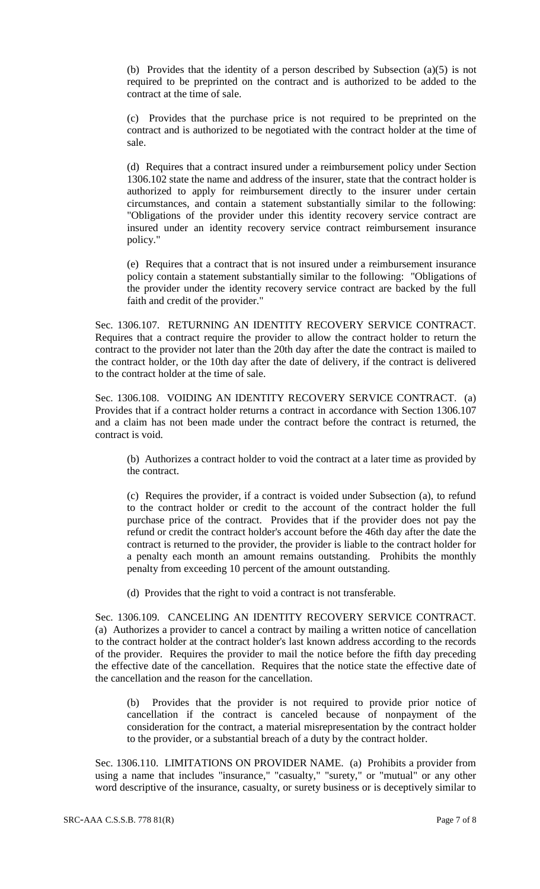(b) Provides that the identity of a person described by Subsection (a)(5) is not required to be preprinted on the contract and is authorized to be added to the contract at the time of sale.

(c) Provides that the purchase price is not required to be preprinted on the contract and is authorized to be negotiated with the contract holder at the time of sale.

(d) Requires that a contract insured under a reimbursement policy under Section 1306.102 state the name and address of the insurer, state that the contract holder is authorized to apply for reimbursement directly to the insurer under certain circumstances, and contain a statement substantially similar to the following: "Obligations of the provider under this identity recovery service contract are insured under an identity recovery service contract reimbursement insurance policy."

(e) Requires that a contract that is not insured under a reimbursement insurance policy contain a statement substantially similar to the following: "Obligations of the provider under the identity recovery service contract are backed by the full faith and credit of the provider."

Sec. 1306.107. RETURNING AN IDENTITY RECOVERY SERVICE CONTRACT. Requires that a contract require the provider to allow the contract holder to return the contract to the provider not later than the 20th day after the date the contract is mailed to the contract holder, or the 10th day after the date of delivery, if the contract is delivered to the contract holder at the time of sale.

Sec. 1306.108. VOIDING AN IDENTITY RECOVERY SERVICE CONTRACT. (a) Provides that if a contract holder returns a contract in accordance with Section 1306.107 and a claim has not been made under the contract before the contract is returned, the contract is void.

(b) Authorizes a contract holder to void the contract at a later time as provided by the contract.

(c) Requires the provider, if a contract is voided under Subsection (a), to refund to the contract holder or credit to the account of the contract holder the full purchase price of the contract. Provides that if the provider does not pay the refund or credit the contract holder's account before the 46th day after the date the contract is returned to the provider, the provider is liable to the contract holder for a penalty each month an amount remains outstanding. Prohibits the monthly penalty from exceeding 10 percent of the amount outstanding.

(d) Provides that the right to void a contract is not transferable.

Sec. 1306.109. CANCELING AN IDENTITY RECOVERY SERVICE CONTRACT. (a) Authorizes a provider to cancel a contract by mailing a written notice of cancellation to the contract holder at the contract holder's last known address according to the records of the provider. Requires the provider to mail the notice before the fifth day preceding the effective date of the cancellation. Requires that the notice state the effective date of the cancellation and the reason for the cancellation.

(b) Provides that the provider is not required to provide prior notice of cancellation if the contract is canceled because of nonpayment of the consideration for the contract, a material misrepresentation by the contract holder to the provider, or a substantial breach of a duty by the contract holder.

Sec. 1306.110. LIMITATIONS ON PROVIDER NAME. (a) Prohibits a provider from using a name that includes "insurance," "casualty," "surety," or "mutual" or any other word descriptive of the insurance, casualty, or surety business or is deceptively similar to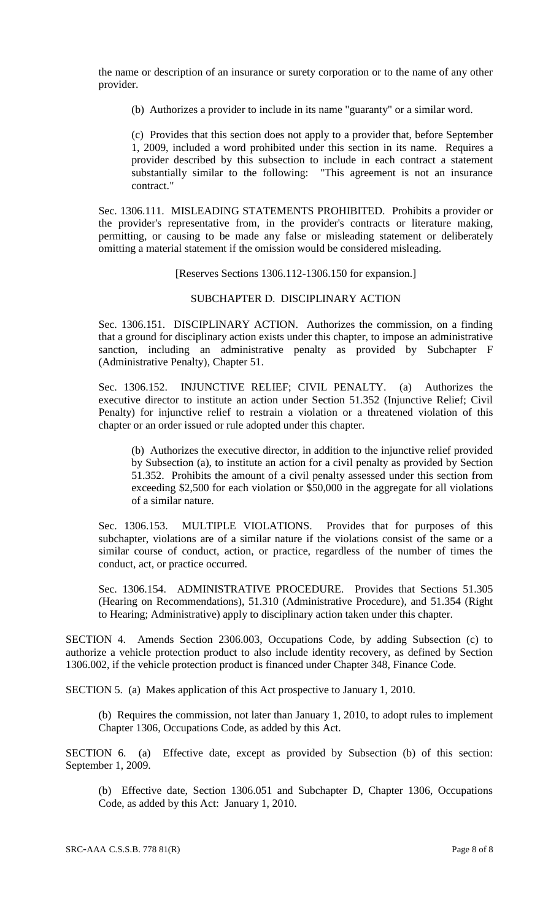the name or description of an insurance or surety corporation or to the name of any other provider.

(b) Authorizes a provider to include in its name "guaranty" or a similar word.

(c) Provides that this section does not apply to a provider that, before September 1, 2009, included a word prohibited under this section in its name. Requires a provider described by this subsection to include in each contract a statement substantially similar to the following: "This agreement is not an insurance contract."

Sec. 1306.111. MISLEADING STATEMENTS PROHIBITED. Prohibits a provider or the provider's representative from, in the provider's contracts or literature making, permitting, or causing to be made any false or misleading statement or deliberately omitting a material statement if the omission would be considered misleading.

[Reserves Sections 1306.112-1306.150 for expansion.]

SUBCHAPTER D. DISCIPLINARY ACTION

Sec. 1306.151. DISCIPLINARY ACTION. Authorizes the commission, on a finding that a ground for disciplinary action exists under this chapter, to impose an administrative sanction, including an administrative penalty as provided by Subchapter F (Administrative Penalty), Chapter 51.

Sec. 1306.152. INJUNCTIVE RELIEF; CIVIL PENALTY. (a) Authorizes the executive director to institute an action under Section 51.352 (Injunctive Relief; Civil Penalty) for injunctive relief to restrain a violation or a threatened violation of this chapter or an order issued or rule adopted under this chapter.

(b) Authorizes the executive director, in addition to the injunctive relief provided by Subsection (a), to institute an action for a civil penalty as provided by Section 51.352. Prohibits the amount of a civil penalty assessed under this section from exceeding $2,500 for each violation or $50,000 in the aggregate for all violations of a similar nature.

Sec. 1306.153. MULTIPLE VIOLATIONS. Provides that for purposes of this subchapter, violations are of a similar nature if the violations consist of the same or a similar course of conduct, action, or practice, regardless of the number of times the conduct, act, or practice occurred.

Sec. 1306.154. ADMINISTRATIVE PROCEDURE. Provides that Sections 51.305 (Hearing on Recommendations), 51.310 (Administrative Procedure), and 51.354 (Right to Hearing; Administrative) apply to disciplinary action taken under this chapter.

SECTION 4. Amends Section 2306.003, Occupations Code, by adding Subsection (c) to authorize a vehicle protection product to also include identity recovery, as defined by Section 1306.002, if the vehicle protection product is financed under Chapter 348, Finance Code.

SECTION 5. (a) Makes application of this Act prospective to January 1, 2010.

(b) Requires the commission, not later than January 1, 2010, to adopt rules to implement Chapter 1306, Occupations Code, as added by this Act.

SECTION 6. (a) Effective date, except as provided by Subsection (b) of this section: September 1, 2009.

(b) Effective date, Section 1306.051 and Subchapter D, Chapter 1306, Occupations Code, as added by this Act: January 1, 2010.